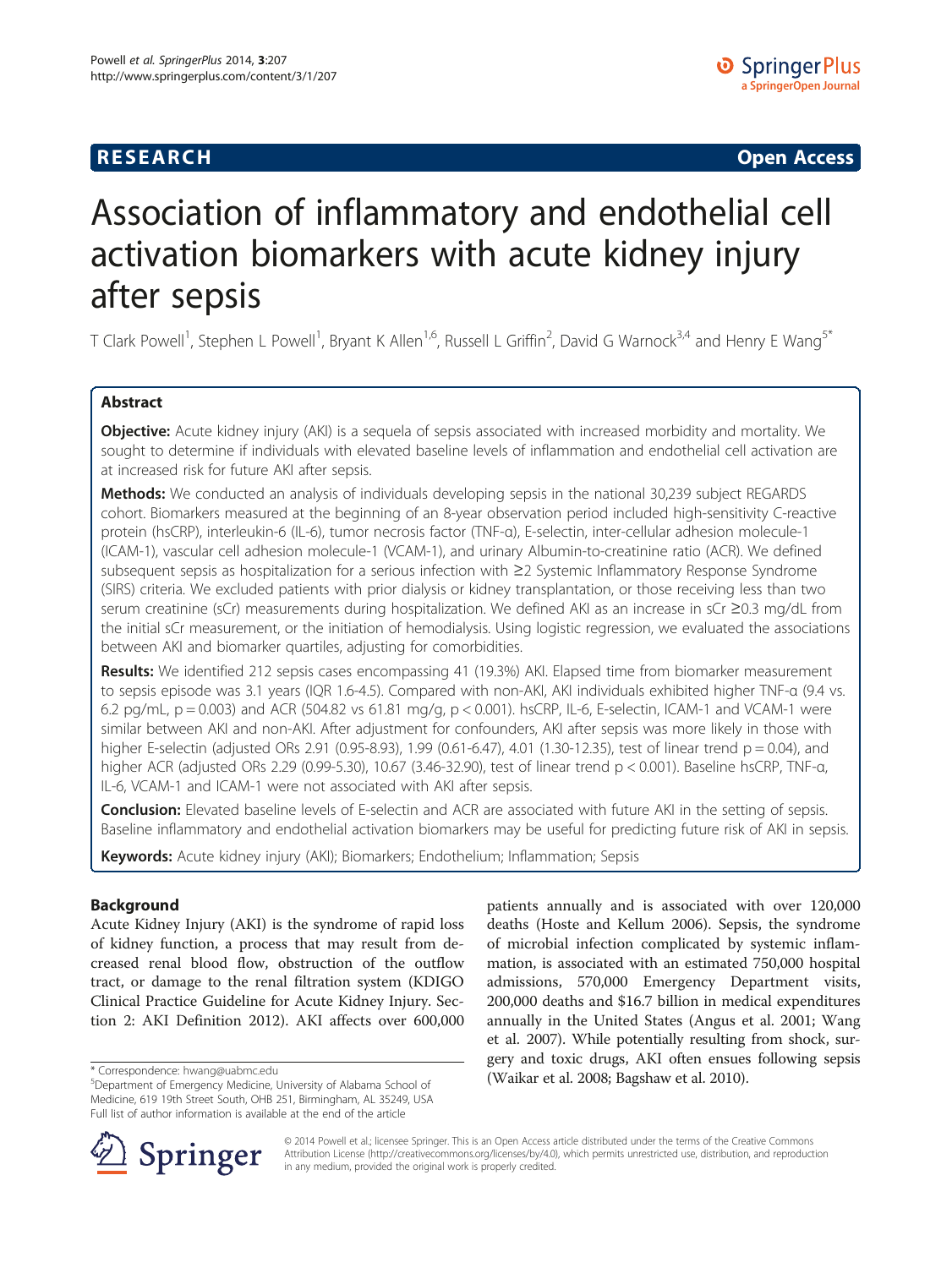**RESEARCH** **Open Access**

# Association of inflammatory and endothelial cell activation biomarkers with acute kidney injury after sepsis

T Clark Powell[1], Stephen L Powell[1], Bryant K Allen[1,6], Russell L Griffin[2], David G Warnock[3,4] and Henry E Wang[5*]

## Abstract

**Objective:** Acute kidney injury (AKI) is a sequela of sepsis associated with increased morbidity and mortality. We sought to determine if individuals with elevated baseline levels of inflammation and endothelial cell activation are at increased risk for future AKI after sepsis.

**Methods:** We conducted an analysis of individuals developing sepsis in the national 30,239 subject REGARDS cohort. Biomarkers measured at the beginning of an 8-year observation period included high-sensitivity C-reactive protein (hsCRP), interleukin-6 (IL-6), tumor necrosis factor (TNF-α), E-selectin, inter-cellular adhesion molecule-1 (ICAM-1), vascular cell adhesion molecule-1 (VCAM-1), and urinary Albumin-to-creatinine ratio (ACR). We defined subsequent sepsis as hospitalization for a serious infection with ≥2 Systemic Inflammatory Response Syndrome (SIRS) criteria. We excluded patients with prior dialysis or kidney transplantation, or those receiving less than two serum creatinine (sCr) measurements during hospitalization. We defined AKI as an increase in sCr ≥0.3 mg/dL from the initial sCr measurement, or the initiation of hemodialysis. Using logistic regression, we evaluated the associations between AKI and biomarker quartiles, adjusting for comorbidities.

**Results:** We identified 212 sepsis cases encompassing 41 (19.3%) AKI. Elapsed time from biomarker measurement to sepsis episode was 3.1 years (IQR 1.6-4.5). Compared with non-AKI, AKI individuals exhibited higher TNF-α (9.4 vs. 6.2 pg/mL, $p = 0.003$) and ACR (504.82 vs 61.81 mg/g, $p < 0.001$). hsCRP, IL-6, E-selectin, ICAM-1 and VCAM-1 were similar between AKI and non-AKI. After adjustment for confounders, AKI after sepsis was more likely in those with higher E-selectin (adjusted ORs 2.91 (0.95-8.93), 1.99 (0.61-6.47), 4.01 (1.30-12.35), test of linear trend $p = 0.04$), and higher ACR (adjusted ORs 2.29 (0.99-5.30), 10.67 (3.46-32.90), test of linear trend $p < 0.001$). Baseline hsCRP, TNF-α, IL-6, VCAM-1 and ICAM-1 were not associated with AKI after sepsis.

**Conclusion:** Elevated baseline levels of E-selectin and ACR are associated with future AKI in the setting of sepsis. Baseline inflammatory and endothelial activation biomarkers may be useful for predicting future risk of AKI in sepsis.

**Keywords:** Acute kidney injury (AKI); Biomarkers; Endothelium; Inflammation; Sepsis

## Background

Acute Kidney Injury (AKI) is the syndrome of rapid loss of kidney function, a process that may result from decreased renal blood flow, obstruction of the outflow tract, or damage to the renal filtration system (KDIGO Clinical Practice Guideline for Acute Kidney Injury. Section 2: AKI Definition 2012). AKI affects over 600,000 patients annually and is associated with over 120,000 deaths (Hoste and Kellum 2006). Sepsis, the syndrome of microbial infection complicated by systemic inflammation, is associated with an estimated 750,000 hospital admissions, 570,000 Emergency Department visits, 200,000 deaths and $16.7 billion in medical expenditures annually in the United States (Angus et al. 2001; Wang et al. 2007). While potentially resulting from shock, surgery and toxic drugs, AKI often ensues following sepsis (Waikar et al. 2008; Bagshaw et al. 2010).

\* Correspondence: hwang@uabmc.edu
[5]Department of Emergency Medicine, University of Alabama School of Medicine, 619 19th Street South, OHB 251, Birmingham, AL 35249, USA
Full list of author information is available at the end of the article

© 2014 Powell et al.; licensee Springer. This is an Open Access article distributed under the terms of the Creative Commons Attribution License (http://creativecommons.org/licenses/by/4.0), which permits unrestricted use, distribution, and reproduction in any medium, provided the original work is properly credited.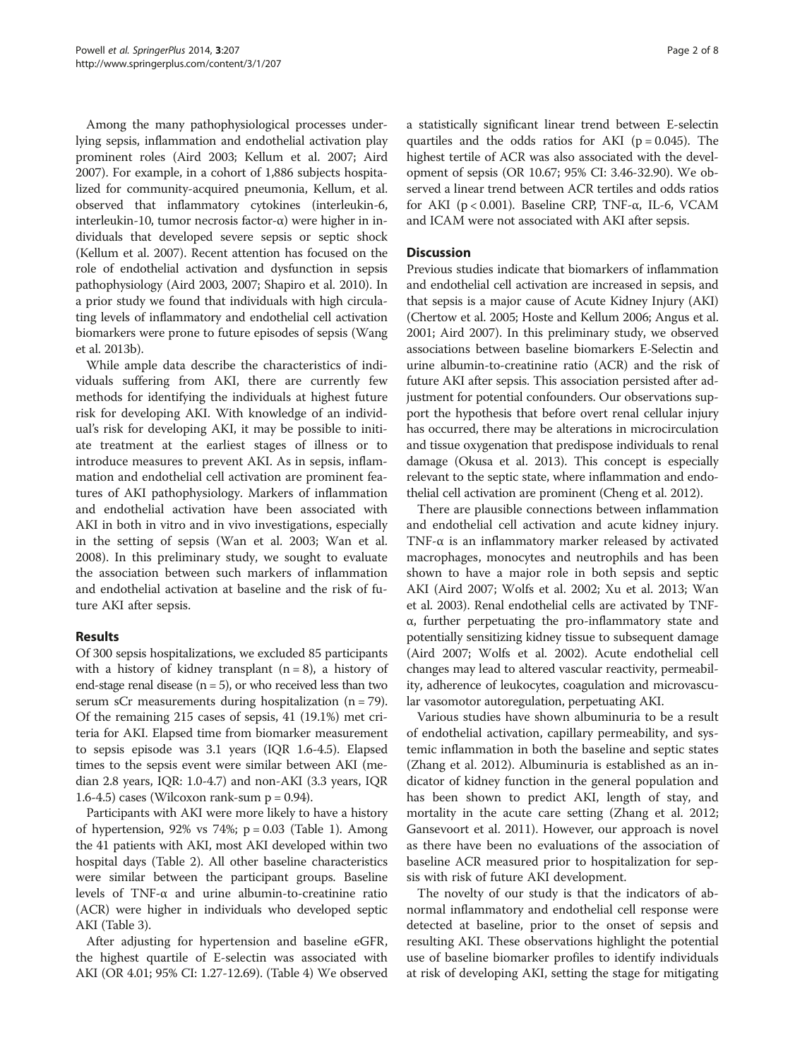Among the many pathophysiological processes underlying sepsis, inflammation and endothelial activation play prominent roles (Aird 2003; Kellum et al. 2007; Aird 2007). For example, in a cohort of 1,886 subjects hospitalized for community-acquired pneumonia, Kellum, et al. observed that inflammatory cytokines (interleukin-6, interleukin-10, tumor necrosis factor-α) were higher in individuals that developed severe sepsis or septic shock (Kellum et al. 2007). Recent attention has focused on the role of endothelial activation and dysfunction in sepsis pathophysiology (Aird 2003, 2007; Shapiro et al. 2010). In a prior study we found that individuals with high circulating levels of inflammatory and endothelial cell activation biomarkers were prone to future episodes of sepsis (Wang et al. 2013b).

While ample data describe the characteristics of individuals suffering from AKI, there are currently few methods for identifying the individuals at highest future risk for developing AKI. With knowledge of an individual's risk for developing AKI, it may be possible to initiate treatment at the earliest stages of illness or to introduce measures to prevent AKI. As in sepsis, inflammation and endothelial cell activation are prominent features of AKI pathophysiology. Markers of inflammation and endothelial activation have been associated with AKI in both in vitro and in vivo investigations, especially in the setting of sepsis (Wan et al. 2003; Wan et al. 2008). In this preliminary study, we sought to evaluate the association between such markers of inflammation and endothelial activation at baseline and the risk of future AKI after sepsis.

## Results

Of 300 sepsis hospitalizations, we excluded 85 participants with a history of kidney transplant (n = 8), a history of end-stage renal disease (n = 5), or who received less than two serum sCr measurements during hospitalization (n = 79). Of the remaining 215 cases of sepsis, 41 (19.1%) met criteria for AKI. Elapsed time from biomarker measurement to sepsis episode was 3.1 years (IQR 1.6-4.5). Elapsed times to the sepsis event were similar between AKI (median 2.8 years, IQR: 1.0-4.7) and non-AKI (3.3 years, IQR 1.6-4.5) cases (Wilcoxon rank-sum $p = 0.94$).

Participants with AKI were more likely to have a history of hypertension, 92% vs 74%; $p = 0.03$ (Table 1). Among the 41 patients with AKI, most AKI developed within two hospital days (Table 2). All other baseline characteristics were similar between the participant groups. Baseline levels of TNF-α and urine albumin-to-creatinine ratio (ACR) were higher in individuals who developed septic AKI (Table 3).

After adjusting for hypertension and baseline eGFR, the highest quartile of E-selectin was associated with AKI (OR 4.01; 95% CI: 1.27-12.69). (Table 4) We observed a statistically significant linear trend between E-selectin quartiles and the odds ratios for AKI ($p = 0.045$). The highest tertile of ACR was also associated with the development of sepsis (OR 10.67; 95% CI: 3.46-32.90). We observed a linear trend between ACR tertiles and odds ratios for AKI ($p < 0.001$). Baseline CRP, TNF-α, IL-6, VCAM and ICAM were not associated with AKI after sepsis.

## Discussion

Previous studies indicate that biomarkers of inflammation and endothelial cell activation are increased in sepsis, and that sepsis is a major cause of Acute Kidney Injury (AKI) (Chertow et al. 2005; Hoste and Kellum 2006; Angus et al. 2001; Aird 2007). In this preliminary study, we observed associations between baseline biomarkers E-Selectin and urine albumin-to-creatinine ratio (ACR) and the risk of future AKI after sepsis. This association persisted after adjustment for potential confounders. Our observations support the hypothesis that before overt renal cellular injury has occurred, there may be alterations in microcirculation and tissue oxygenation that predispose individuals to renal damage (Okusa et al. 2013). This concept is especially relevant to the septic state, where inflammation and endothelial cell activation are prominent (Cheng et al. 2012).

There are plausible connections between inflammation and endothelial cell activation and acute kidney injury. TNF-α is an inflammatory marker released by activated macrophages, monocytes and neutrophils and has been shown to have a major role in both sepsis and septic AKI (Aird 2007; Wolfs et al. 2002; Xu et al. 2013; Wan et al. 2003). Renal endothelial cells are activated by TNF-α, further perpetuating the pro-inflammatory state and potentially sensitizing kidney tissue to subsequent damage (Aird 2007; Wolfs et al. 2002). Acute endothelial cell changes may lead to altered vascular reactivity, permeability, adherence of leukocytes, coagulation and microvascular vasomotor autoregulation, perpetuating AKI.

Various studies have shown albuminuria to be a result of endothelial activation, capillary permeability, and systemic inflammation in both the baseline and septic states (Zhang et al. 2012). Albuminuria is established as an indicator of kidney function in the general population and has been shown to predict AKI, length of stay, and mortality in the acute care setting (Zhang et al. 2012; Gansevoort et al. 2011). However, our approach is novel as there have been no evaluations of the association of baseline ACR measured prior to hospitalization for sepsis with risk of future AKI development.

The novelty of our study is that the indicators of abnormal inflammatory and endothelial cell response were detected at baseline, prior to the onset of sepsis and resulting AKI. These observations highlight the potential use of baseline biomarker profiles to identify individuals at risk of developing AKI, setting the stage for mitigating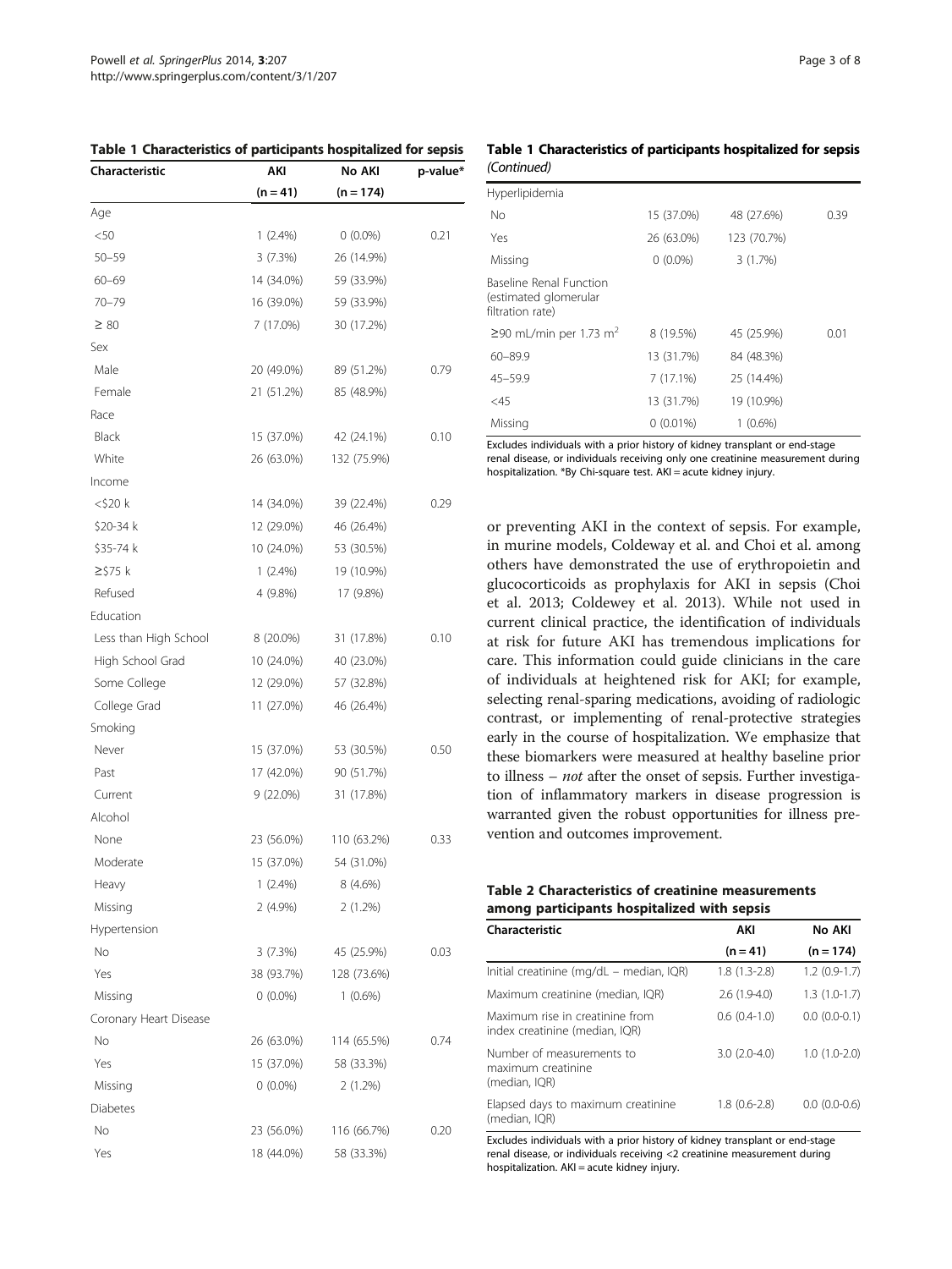**Table 1 Characteristics of participants hospitalized for sepsis**

| Characteristic | AKI (n = 41) | No AKI (n = 174) | p-value* |
|---|---|---|---|
| Age | | | |
| <50 | 1 (2.4%) | 0 (0.0%) | 0.21 |
| 50–59 | 3 (7.3%) | 26 (14.9%) | |
| 60–69 | 14 (34.0%) | 59 (33.9%) | |
| 70–79 | 16 (39.0%) | 59 (33.9%) | |
| ≥ 80 | 7 (17.0%) | 30 (17.2%) | |
| Sex | | | |
| Male | 20 (49.0%) | 89 (51.2%) | 0.79 |
| Female | 21 (51.2%) | 85 (48.9%) | |
| Race | | | |
| Black | 15 (37.0%) | 42 (24.1%) | 0.10 |
| White | 26 (63.0%) | 132 (75.9%) | |
| Income | | | |
| <$20 k | 14 (34.0%) | 39 (22.4%) | 0.29 |
| $20-34 k | 12 (29.0%) | 46 (26.4%) | |
| $35-74 k | 10 (24.0%) | 53 (30.5%) | |
| ≥$75 k | 1 (2.4%) | 19 (10.9%) | |
| Refused | 4 (9.8%) | 17 (9.8%) | |
| Education | | | |
| Less than High School | 8 (20.0%) | 31 (17.8%) | 0.10 |
| High School Grad | 10 (24.0%) | 40 (23.0%) | |
| Some College | 12 (29.0%) | 57 (32.8%) | |
| College Grad | 11 (27.0%) | 46 (26.4%) | |
| Smoking | | | |
| Never | 15 (37.0%) | 53 (30.5%) | 0.50 |
| Past | 17 (42.0%) | 90 (51.7%) | |
| Current | 9 (22.0%) | 31 (17.8%) | |
| Alcohol | | | |
| None | 23 (56.0%) | 110 (63.2%) | 0.33 |
| Moderate | 15 (37.0%) | 54 (31.0%) | |
| Heavy | 1 (2.4%) | 8 (4.6%) | |
| Missing | 2 (4.9%) | 2 (1.2%) | |
| Hypertension | | | |
| No | 3 (7.3%) | 45 (25.9%) | 0.03 |
| Yes | 38 (93.7%) | 128 (73.6%) | |
| Missing | 0 (0.0%) | 1 (0.6%) | |
| Coronary Heart Disease | | | |
| No | 26 (63.0%) | 114 (65.5%) | 0.74 |
| Yes | 15 (37.0%) | 58 (33.3%) | |
| Missing | 0 (0.0%) | 2 (1.2%) | |
| Diabetes | | | |
| No | 23 (56.0%) | 116 (66.7%) | 0.20 |
| Yes | 18 (44.0%) | 58 (33.3%) | |
| Hyperlipidemia | | | |
| No | 15 (37.0%) | 48 (27.6%) | 0.39 |
| Yes | 26 (63.0%) | 123 (70.7%) | |
| Missing | 0 (0.0%) | 3 (1.7%) | |
| Baseline Renal Function (estimated glomerular filtration rate) | | | |
| ≥90 mL/min per 1.73 $m^2$ | 8 (19.5%) | 45 (25.9%) | 0.01 |
| 60–89.9 | 13 (31.7%) | 84 (48.3%) | |
| 45–59.9 | 7 (17.1%) | 25 (14.4%) | |
| <45 | 13 (31.7%) | 19 (10.9%) | |
| Missing | 0 (0.01%) | 1 (0.6%) | |

Excludes individuals with a prior history of kidney transplant or end-stage renal disease, or individuals receiving only one creatinine measurement during hospitalization. *By Chi-square test. AKI = acute kidney injury.

or preventing AKI in the context of sepsis. For example, in murine models, Coldeway et al. and Choi et al. among others have demonstrated the use of erythropoietin and glucocorticoids as prophylaxis for AKI in sepsis (Choi et al. 2013; Coldewey et al. 2013). While not used in current clinical practice, the identification of individuals at risk for future AKI has tremendous implications for care. This information could guide clinicians in the care of individuals at heightened risk for AKI; for example, selecting renal-sparing medications, avoiding of radiologic contrast, or implementing of renal-protective strategies early in the course of hospitalization. We emphasize that these biomarkers were measured at healthy baseline prior to illness – *not* after the onset of sepsis. Further investigation of inflammatory markers in disease progression is warranted given the robust opportunities for illness prevention and outcomes improvement.

**Table 2 Characteristics of creatinine measurements among participants hospitalized with sepsis**

| Characteristic | AKI (n = 41) | No AKI (n = 174) |
|---|---|---|
| Initial creatinine (mg/dL – median, IQR) | 1.8 (1.3-2.8) | 1.2 (0.9-1.7) |
| Maximum creatinine (median, IQR) | 2.6 (1.9-4.0) | 1.3 (1.0-1.7) |
| Maximum rise in creatinine from index creatinine (median, IQR) | 0.6 (0.4-1.0) | 0.0 (0.0-0.1) |
| Number of measurements to maximum creatinine (median, IQR) | 3.0 (2.0-4.0) | 1.0 (1.0-2.0) |
| Elapsed days to maximum creatinine (median, IQR) | 1.8 (0.6-2.8) | 0.0 (0.0-0.6) |

Excludes individuals with a prior history of kidney transplant or end-stage renal disease, or individuals receiving <2 creatinine measurement during hospitalization. AKI = acute kidney injury.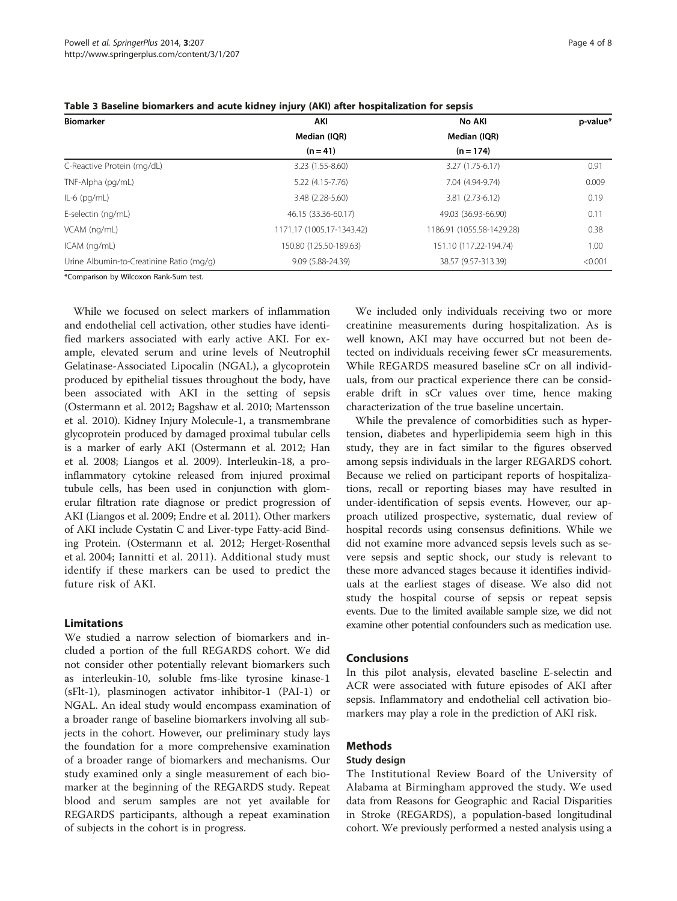**Table 3 Baseline biomarkers and acute kidney injury (AKI) after hospitalization for sepsis**

| Biomarker | AKI | No AKI | p-value* |
|---|---|---|---|
| | Median (IQR) | Median (IQR) | |
| | (n = 41) | (n = 174) | |
| C-Reactive Protein (mg/dL) | 3.23 (1.55-8.60) | 3.27 (1.75-6.17) | 0.91 |
| TNF-Alpha (pg/mL) | 5.22 (4.15-7.76) | 7.04 (4.94-9.74) | 0.009 |
| IL-6 (pg/mL) | 3.48 (2.28-5.60) | 3.81 (2.73-6.12) | 0.19 |
| E-selectin (ng/mL) | 46.15 (33.36-60.17) | 49.03 (36.93-66.90) | 0.11 |
| VCAM (ng/mL) | 1171.17 (1005.17-1343.42) | 1186.91 (1055.58-1429.28) | 0.38 |
| ICAM (ng/mL) | 150.80 (125.50-189.63) | 151.10 (117.22-194.74) | 1.00 |
| Urine Albumin-to-Creatinine Ratio (mg/g) | 9.09 (5.88-24.39) | 38.57 (9.57-313.39) | <0.001 |

*Comparison by Wilcoxon Rank-Sum test.

While we focused on select markers of inflammation and endothelial cell activation, other studies have identified markers associated with early active AKI. For example, elevated serum and urine levels of Neutrophil Gelatinase-Associated Lipocalin (NGAL), a glycoprotein produced by epithelial tissues throughout the body, have been associated with AKI in the setting of sepsis (Ostermann et al. 2012; Bagshaw et al. 2010; Martensson et al. 2010). Kidney Injury Molecule-1, a transmembrane glycoprotein produced by damaged proximal tubular cells is a marker of early AKI (Ostermann et al. 2012; Han et al. 2008; Liangos et al. 2009). Interleukin-18, a pro-inflammatory cytokine released from injured proximal tubule cells, has been used in conjunction with glomerular filtration rate diagnose or predict progression of AKI (Liangos et al. 2009; Endre et al. 2011). Other markers of AKI include Cystatin C and Liver-type Fatty-acid Binding Protein. (Ostermann et al. 2012; Herget-Rosenthal et al. 2004; Iannitti et al. 2011). Additional study must identify if these markers can be used to predict the future risk of AKI.

## Limitations

We studied a narrow selection of biomarkers and included a portion of the full REGARDS cohort. We did not consider other potentially relevant biomarkers such as interleukin-10, soluble fms-like tyrosine kinase-1 (sFlt-1), plasminogen activator inhibitor-1 (PAI-1) or NGAL. An ideal study would encompass examination of a broader range of baseline biomarkers involving all subjects in the cohort. However, our preliminary study lays the foundation for a more comprehensive examination of a broader range of biomarkers and mechanisms. Our study examined only a single measurement of each biomarker at the beginning of the REGARDS study. Repeat blood and serum samples are not yet available for REGARDS participants, although a repeat examination of subjects in the cohort is in progress.

We included only individuals receiving two or more creatinine measurements during hospitalization. As is well known, AKI may have occurred but not been detected on individuals receiving fewer sCr measurements. While REGARDS measured baseline sCr on all individuals, from our practical experience there can be considerable drift in sCr values over time, hence making characterization of the true baseline uncertain.

While the prevalence of comorbidities such as hypertension, diabetes and hyperlipidemia seem high in this study, they are in fact similar to the figures observed among sepsis individuals in the larger REGARDS cohort. Because we relied on participant reports of hospitalizations, recall or reporting biases may have resulted in under-identification of sepsis events. However, our approach utilized prospective, systematic, dual review of hospital records using consensus definitions. While we did not examine more advanced sepsis levels such as severe sepsis and septic shock, our study is relevant to these more advanced stages because it identifies individuals at the earliest stages of disease. We also did not study the hospital course of sepsis or repeat sepsis events. Due to the limited available sample size, we did not examine other potential confounders such as medication use.

## Conclusions

In this pilot analysis, elevated baseline E-selectin and ACR were associated with future episodes of AKI after sepsis. Inflammatory and endothelial cell activation biomarkers may play a role in the prediction of AKI risk.

## Methods

### Study design

The Institutional Review Board of the University of Alabama at Birmingham approved the study. We used data from Reasons for Geographic and Racial Disparities in Stroke (REGARDS), a population-based longitudinal cohort. We previously performed a nested analysis using a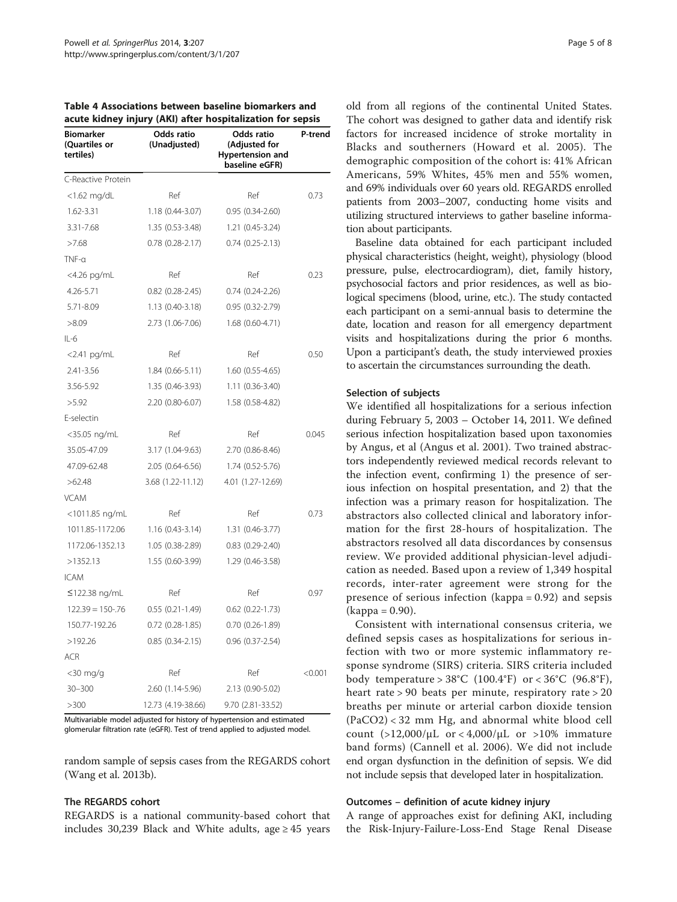**Table 4 Associations between baseline biomarkers and acute kidney injury (AKI) after hospitalization for sepsis**

| Biomarker (Quartiles or tertiles) | Odds ratio (Unadjusted) | Odds ratio (Adjusted for Hypertension and baseline eGFR) | P-trend |
|---|---|---|---|
| C-Reactive Protein | | | |
| <1.62 mg/dL | Ref | Ref | 0.73 |
| 1.62-3.31 | 1.18 (0.44-3.07) | 0.95 (0.34-2.60) | |
| 3.31-7.68 | 1.35 (0.53-3.48) | 1.21 (0.45-3.24) | |
| >7.68 | 0.78 (0.28-2.17) | 0.74 (0.25-2.13) | |
| TNF-α | | | |
| <4.26 pg/mL | Ref | Ref | 0.23 |
| 4.26-5.71 | 0.82 (0.28-2.45) | 0.74 (0.24-2.26) | |
| 5.71-8.09 | 1.13 (0.40-3.18) | 0.95 (0.32-2.79) | |
| >8.09 | 2.73 (1.06-7.06) | 1.68 (0.60-4.71) | |
| IL-6 | | | |
| <2.41 pg/mL | Ref | Ref | 0.50 |
| 2.41-3.56 | 1.84 (0.66-5.11) | 1.60 (0.55-4.65) | |
| 3.56-5.92 | 1.35 (0.46-3.93) | 1.11 (0.36-3.40) | |
| >5.92 | 2.20 (0.80-6.07) | 1.58 (0.58-4.82) | |
| E-selectin | | | |
| <35.05 ng/mL | Ref | Ref | 0.045 |
| 35.05-47.09 | 3.17 (1.04-9.63) | 2.70 (0.86-8.46) | |
| 47.09-62.48 | 2.05 (0.64-6.56) | 1.74 (0.52-5.76) | |
| >62.48 | 3.68 (1.22-11.12) | 4.01 (1.27-12.69) | |
| VCAM | | | |
| <1011.85 ng/mL | Ref | Ref | 0.73 |
| 1011.85-1172.06 | 1.16 (0.43-3.14) | 1.31 (0.46-3.77) | |
| 1172.06-1352.13 | 1.05 (0.38-2.89) | 0.83 (0.29-2.40) | |
| >1352.13 | 1.55 (0.60-3.99) | 1.29 (0.46-3.58) | |
| ICAM | | | |
| ≤122.38 ng/mL | Ref | Ref | 0.97 |
| 122.39 = 150-.76 | 0.55 (0.21-1.49) | 0.62 (0.22-1.73) | |
| 150.77-192.26 | 0.72 (0.28-1.85) | 0.70 (0.26-1.89) | |
| >192.26 | 0.85 (0.34-2.15) | 0.96 (0.37-2.54) | |
| ACR | | | |
| <30 mg/g | Ref | Ref | <0.001 |
| 30–300 | 2.60 (1.14-5.96) | 2.13 (0.90-5.02) | |
| >300 | 12.73 (4.19-38.66) | 9.70 (2.81-33.52) | |

Multivariable model adjusted for history of hypertension and estimated glomerular filtration rate (eGFR). Test of trend applied to adjusted model.

random sample of sepsis cases from the REGARDS cohort (Wang et al. 2013b).

### The REGARDS cohort

REGARDS is a national community-based cohort that includes 30,239 Black and White adults, age ≥ 45 years old from all regions of the continental United States. The cohort was designed to gather data and identify risk factors for increased incidence of stroke mortality in Blacks and southerners (Howard et al. 2005). The demographic composition of the cohort is: 41% African Americans, 59% Whites, 45% men and 55% women, and 69% individuals over 60 years old. REGARDS enrolled patients from 2003–2007, conducting home visits and utilizing structured interviews to gather baseline information about participants.

Baseline data obtained for each participant included physical characteristics (height, weight), physiology (blood pressure, pulse, electrocardiogram), diet, family history, psychosocial factors and prior residences, as well as biological specimens (blood, urine, etc.). The study contacted each participant on a semi-annual basis to determine the date, location and reason for all emergency department visits and hospitalizations during the prior 6 months. Upon a participant's death, the study interviewed proxies to ascertain the circumstances surrounding the death.

### Selection of subjects

We identified all hospitalizations for a serious infection during February 5, 2003 – October 14, 2011. We defined serious infection hospitalization based upon taxonomies by Angus, et al (Angus et al. 2001). Two trained abstractors independently reviewed medical records relevant to the infection event, confirming 1) the presence of serious infection on hospital presentation, and 2) that the infection was a primary reason for hospitalization. The abstractors also collected clinical and laboratory information for the first 28-hours of hospitalization. The abstractors resolved all data discordances by consensus review. We provided additional physician-level adjudication as needed. Based upon a review of 1,349 hospital records, inter-rater agreement were strong for the presence of serious infection (kappa = 0.92) and sepsis (kappa = 0.90).

Consistent with international consensus criteria, we defined sepsis cases as hospitalizations for serious infection with two or more systemic inflammatory response syndrome (SIRS) criteria. SIRS criteria included body temperature > 38°C (100.4°F) or < 36°C (96.8°F), heart rate > 90 beats per minute, respiratory rate > 20 breaths per minute or arterial carbon dioxide tension ($PaCO_2$) < 32 mm Hg, and abnormal white blood cell count (>12,000/μL or < 4,000/μL or >10% immature band forms) (Cannell et al. 2006). We did not include end organ dysfunction in the definition of sepsis. We did not include sepsis that developed later in hospitalization.

### Outcomes – definition of acute kidney injury

A range of approaches exist for defining AKI, including the Risk-Injury-Failure-Loss-End Stage Renal Disease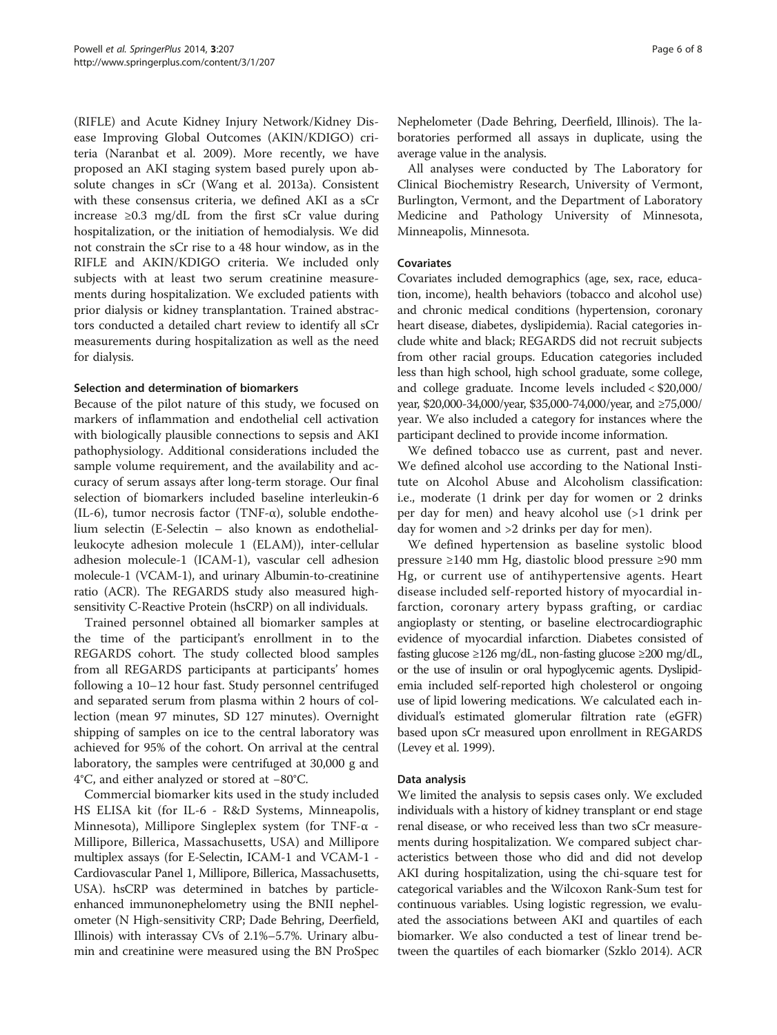(RIFLE) and Acute Kidney Injury Network/Kidney Disease Improving Global Outcomes (AKIN/KDIGO) criteria (Naranbat et al. 2009). More recently, we have proposed an AKI staging system based purely upon absolute changes in sCr (Wang et al. 2013a). Consistent with these consensus criteria, we defined AKI as a sCr increase ≥0.3 mg/dL from the first sCr value during hospitalization, or the initiation of hemodialysis. We did not constrain the sCr rise to a 48 hour window, as in the RIFLE and AKIN/KDIGO criteria. We included only subjects with at least two serum creatinine measurements during hospitalization. We excluded patients with prior dialysis or kidney transplantation. Trained abstractors conducted a detailed chart review to identify all sCr measurements during hospitalization as well as the need for dialysis.

### Selection and determination of biomarkers

Because of the pilot nature of this study, we focused on markers of inflammation and endothelial cell activation with biologically plausible connections to sepsis and AKI pathophysiology. Additional considerations included the sample volume requirement, and the availability and accuracy of serum assays after long-term storage. Our final selection of biomarkers included baseline interleukin-6 (IL-6), tumor necrosis factor (TNF-α), soluble endothelium selectin (E-Selectin – also known as endothelial-leukocyte adhesion molecule 1 (ELAM)), inter-cellular adhesion molecule-1 (ICAM-1), vascular cell adhesion molecule-1 (VCAM-1), and urinary Albumin-to-creatinine ratio (ACR). The REGARDS study also measured high-sensitivity C-Reactive Protein (hsCRP) on all individuals.

Trained personnel obtained all biomarker samples at the time of the participant's enrollment in to the REGARDS cohort. The study collected blood samples from all REGARDS participants at participants' homes following a 10–12 hour fast. Study personnel centrifuged and separated serum from plasma within 2 hours of collection (mean 97 minutes, SD 127 minutes). Overnight shipping of samples on ice to the central laboratory was achieved for 95% of the cohort. On arrival at the central laboratory, the samples were centrifuged at 30,000 g and 4°C, and either analyzed or stored at −80°C.

Commercial biomarker kits used in the study included HS ELISA kit (for IL-6 - R&D Systems, Minneapolis, Minnesota), Millipore Singleplex system (for TNF-α - Millipore, Billerica, Massachusetts, USA) and Millipore multiplex assays (for E-Selectin, ICAM-1 and VCAM-1 - Cardiovascular Panel 1, Millipore, Billerica, Massachusetts, USA). hsCRP was determined in batches by particle-enhanced immunonephelometry using the BNII nephelometer (N High-sensitivity CRP; Dade Behring, Deerfield, Illinois) with interassay CVs of 2.1%–5.7%. Urinary albumin and creatinine were measured using the BN ProSpec Nephelometer (Dade Behrings, Deerfield, Illinois). The laboratories performed all assays in duplicate, using the average value in the analysis.

All analyses were conducted by The Laboratory for Clinical Biochemistry Research, University of Vermont, Burlington, Vermont, and the Department of Laboratory Medicine and Pathology University of Minnesota, Minneapolis, Minnesota.

### Covariates

Covariates included demographics (age, sex, race, education, income), health behaviors (tobacco and alcohol use) and chronic medical conditions (hypertension, coronary heart disease, diabetes, dyslipidemia). Racial categories include white and black; REGARDS did not recruit subjects from other racial groups. Education categories included less than high school, high school graduate, some college, and college graduate. Income levels included < $20,000/year, $20,000-34,000/year, $35,000-74,000/year, and ≥75,000/year. We also included a category for instances where the participant declined to provide income information.

We defined tobacco use as current, past and never. We defined alcohol use according to the National Institute on Alcohol Abuse and Alcoholism classification: i.e., moderate (1 drink per day for women or 2 drinks per day for men) and heavy alcohol use (>1 drink per day for women and >2 drinks per day for men).

We defined hypertension as baseline systolic blood pressure ≥140 mm Hg, diastolic blood pressure ≥90 mm Hg, or current use of antihypertensive agents. Heart disease included self-reported history of myocardial infarction, coronary artery bypass grafting, or cardiac angioplasty or stenting, or baseline electrocardiographic evidence of myocardial infarction. Diabetes consisted of fasting glucose ≥126 mg/dL, non-fasting glucose ≥200 mg/dL, or the use of insulin or oral hypoglycemic agents. Dyslipidemia included self-reported high cholesterol or ongoing use of lipid lowering medications. We calculated each individual's estimated glomerular filtration rate (eGFR) based upon sCr measured upon enrollment in REGARDS (Levey et al. 1999).

### Data analysis

We limited the analysis to sepsis cases only. We excluded individuals with a history of kidney transplant or end stage renal disease, or who received less than two sCr measurements during hospitalization. We compared subject characteristics between those who did and did not develop AKI during hospitalization, using the chi-square test for categorical variables and the Wilcoxon Rank-Sum test for continuous variables. Using logistic regression, we evaluated the associations between AKI and quartiles of each biomarker. We also conducted a test of linear trend between the quartiles of each biomarker (Szklo 2014). ACR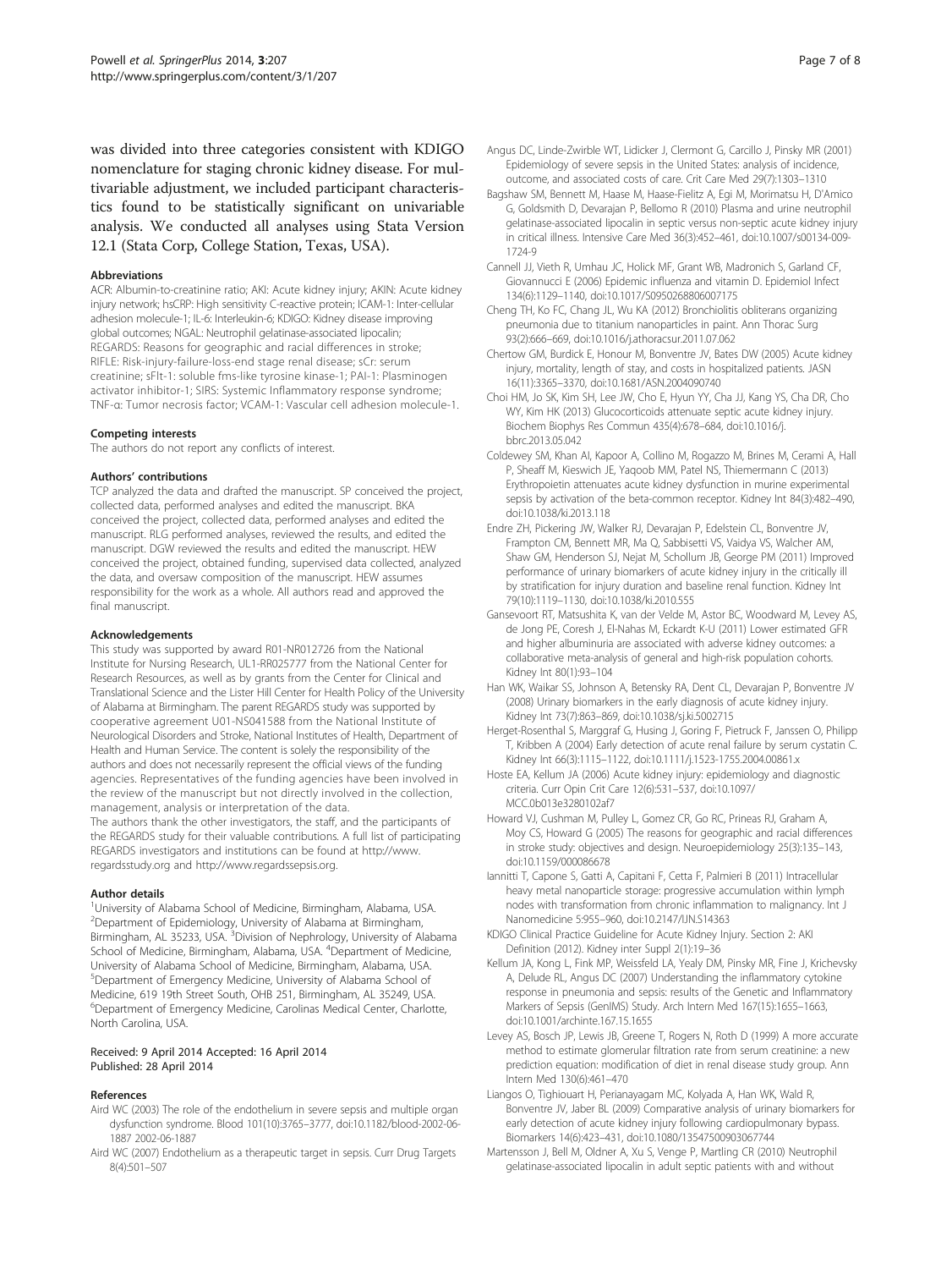was divided into three categories consistent with KDIGO nomenclature for staging chronic kidney disease. For multivariable adjustment, we included participant characteristics found to be statistically significant on univariable analysis. We conducted all analyses using Stata Version 12.1 (Stata Corp, College Station, Texas, USA).

#### Abbreviations

ACR: Albumin-to-creatinine ratio; AKI: Acute kidney injury; AKIN: Acute kidney injury network; hsCRP: High sensitivity C-reactive protein; ICAM-1: Inter-cellular adhesion molecule-1; IL-6: Interleukin-6; KDIGO: Kidney disease improving global outcomes; NGAL: Neutrophil gelatinase-associated lipocalin; REGARDS: Reasons for geographic and racial differences in stroke; RIFLE: Risk-injury-failure-loss-end stage renal disease; sCr: serum creatinine; sFlt-1: soluble fms-like tyrosine kinase-1; PAI-1: Plasminogen activator inhibitor-1; SIRS: Systemic Inflammatory response syndrome; TNF-α: Tumor necrosis factor; VCAM-1: Vascular cell adhesion molecule-1.

#### Competing interests

The authors do not report any conflicts of interest.

#### Authors' contributions

TCP analyzed the data and drafted the manuscript. SP conceived the project, collected data, performed analyses and edited the manuscript. BKA conceived the project, collected data, performed analyses and edited the manuscript. RLG performed analyses, reviewed the results, and edited the manuscript. DGW reviewed the results and edited the manuscript. HEW conceived the project, obtained funding, supervised data collected, analyzed the data, and oversaw composition of the manuscript. HEW assumes responsibility for the work as a whole. All authors read and approved the final manuscript.

#### Acknowledgements

This study was supported by award R01-NR012726 from the National Institute for Nursing Research, UL1-RR025777 from the National Center for Research Resources, as well as by grants from the Center for Clinical and Translational Science and the Lister Hill Center for Health Policy of the University of Alabama at Birmingham. The parent REGARDS study was supported by cooperative agreement U01-NS041588 from the National Institute of Neurological Disorders and Stroke, National Institutes of Health, Department of Health and Human Service. The content is solely the responsibility of the authors and does not necessarily represent the official views of the funding agencies. Representatives of the funding agencies have been involved in the review of the manuscript but not directly involved in the collection, management, analysis or interpretation of the data.

The authors thank the other investigators, the staff, and the participants of the REGARDS study for their valuable contributions. A full list of participating REGARDS investigators and institutions can be found at http://www.regardsstudy.org and http://www.regardssepsis.org.

#### Author details

[1]University of Alabama School of Medicine, Birmingham, Alabama, USA. [2]Department of Epidemiology, University of Alabama at Birmingham, Birmingham, AL 35233, USA. [3]Division of Nephrology, University of Alabama School of Medicine, Birmingham, Alabama, USA. [4]Department of Medicine, University of Alabama School of Medicine, Birmingham, Alabama, USA. [5]Department of Emergency Medicine, University of Alabama School of Medicine, 619 19th Street South, OHB 251, Birmingham, AL 35249, USA. [6]Department of Emergency Medicine, Carolinas Medical Center, Charlotte, North Carolina, USA.

Received: 9 April 2014 Accepted: 16 April 2014
Published: 28 April 2014

#### References

Aird WC (2003) The role of the endothelium in severe sepsis and multiple organ dysfunction syndrome. Blood 101(10):3765–3777, doi:10.1182/blood-2002-06-1887 2002-06-1887

Aird WC (2007) Endothelium as a therapeutic target in sepsis. Curr Drug Targets 8(4):501–507

Angus DC, Linde-Zwirble WT, Lidicker J, Clermont G, Carcillo J, Pinsky MR (2001) Epidemiology of severe sepsis in the United States: analysis of incidence, outcome, and associated costs of care. Crit Care Med 29(7):1303–1310

Bagshaw SM, Bennett M, Haase M, Haase-Fielitz A, Egi M, Morimatsu H, D'Amico G, Goldsmith D, Devarajan P, Bellomo R (2010) Plasma and urine neutrophil gelatinase-associated lipocalin in septic versus non-septic acute kidney injury in critical illness. Intensive Care Med 36(3):452–461, doi:10.1007/s00134-009-1724-9

Cannell JJ, Vieth R, Umhau JC, Holick MF, Grant WB, Madronich S, Garland CF, Giovannucci E (2006) Epidemic influenza and vitamin D. Epidemiol Infect 134(6):1129–1140, doi:10.1017/S0950268806007175

Cheng TH, Ko FC, Chang JL, Wu KA (2012) Bronchiolitis obliterans organizing pneumonia due to titanium nanoparticles in paint. Ann Thorac Surg 93(2):666–669, doi:10.1016/j.athoracsur.2011.07.062

Chertow GM, Burdick E, Honour M, Bonventre JV, Bates DW (2005) Acute kidney injury, mortality, length of stay, and costs in hospitalized patients. JASN 16(11):3365–3370, doi:10.1681/ASN.2004090740

Choi HM, Jo SK, Kim SH, Lee JW, Cho E, Hyun YY, Cha JJ, Kang YS, Cha DR, Cho WY, Kim HK (2013) Glucocorticoids attenuate septic acute kidney injury. Biochem Biophys Res Commun 435(4):678–684, doi:10.1016/j.bbrc.2013.05.042

Coldewey SM, Khan AI, Kapoor A, Collino M, Rogazzo M, Brines M, Cerami A, Hall P, Sheaff M, Kieswich JE, Yaqoob MM, Patel NS, Thiemermann C (2013) Erythropoietin attenuates acute kidney dysfunction in murine experimental sepsis by activation of the beta-common receptor. Kidney Int 84(3):482–490, doi:10.1038/ki.2013.118

Endre ZH, Pickering JW, Walker RJ, Devarajan P, Edelstein CL, Bonventre JV, Frampton CM, Bennett MR, Ma Q, Sabbisetti VS, Vaidya VS, Walcher AM, Shaw GM, Henderson SJ, Nejat M, Schollum JB, George PM (2011) Improved performance of urinary biomarkers of acute kidney injury in the critically ill by stratification for injury duration and baseline renal function. Kidney Int 79(10):1119–1130, doi:10.1038/ki.2010.555

Gansevoort RT, Matsushita K, van der Velde M, Astor BC, Woodward M, Levey AS, de Jong PE, Coresh J, El-Nahas M, Eckardt K-U (2011) Lower estimated GFR and higher albuminuria are associated with adverse kidney outcomes: a collaborative meta-analysis of general and high-risk population cohorts. Kidney Int 80(1):93–104

Han WK, Waikar SS, Johnson A, Betensky RA, Dent CL, Devarajan P, Bonventre JV (2008) Urinary biomarkers in the early diagnosis of acute kidney injury. Kidney Int 73(7):863–869, doi:10.1038/sj.ki.5002715

Herget-Rosenthal S, Marggraf G, Husing J, Goring F, Pietruck F, Janssen O, Philipp T, Kribben A (2004) Early detection of acute renal failure by serum cystatin C. Kidney Int 66(3):1115–1122, doi:10.1111/j.1523-1755.2004.00861.x

Hoste EA, Kellum JA (2006) Acute kidney injury: epidemiology and diagnostic criteria. Curr Opin Crit Care 12(6):531–537, doi:10.1097/MCC.0b013e3280102af7

Howard VJ, Cushman M, Pulley L, Gomez CR, Go RC, Prineas RJ, Graham A, Moy CS, Howard G (2005) The reasons for geographic and racial differences in stroke study: objectives and design. Neuroepidemiology 25(3):135–143, doi:10.1159/000086678

Iannitti T, Capone S, Gatti A, Capitani F, Cetta F, Palmieri B (2011) Intracellular heavy metal nanoparticle storage: progressive accumulation within lymph nodes with transformation from chronic inflammation to malignancy. Int J Nanomedicine 5:955–960, doi:10.2147/IJN.S14363

KDIGO Clinical Practice Guideline for Acute Kidney Injury. Section 2: AKI Definition (2012). Kidney inter Suppl 2(1):19–36

Kellum JA, Kong L, Fink MP, Weissfeld LA, Yealy DM, Pinsky MR, Fine J, Krichevsky A, Delude RL, Angus DC (2007) Understanding the inflammatory cytokine response in pneumonia and sepsis: results of the Genetic and Inflammatory Markers of Sepsis (GenIMS) Study. Arch Intern Med 167(15):1655–1663, doi:10.1001/archinte.167.15.1655

Levey AS, Bosch JP, Lewis JB, Greene T, Rogers N, Roth D (1999) A more accurate method to estimate glomerular filtration rate from serum creatinine: a new prediction equation: modification of diet in renal disease study group. Ann Intern Med 130(6):461–470

Liangos O, Tighiouart H, Perianayagam MC, Kolyada A, Han WK, Wald R, Bonventre JV, Jaber BL (2009) Comparative analysis of urinary biomarkers for early detection of acute kidney injury following cardiopulmonary bypass. Biomarkers 14(6):423–431, doi:10.1080/13547500903067744

Martensson J, Bell M, Oldner A, Xu S, Venge P, Martling CR (2010) Neutrophil gelatinase-associated lipocalin in adult septic patients with and without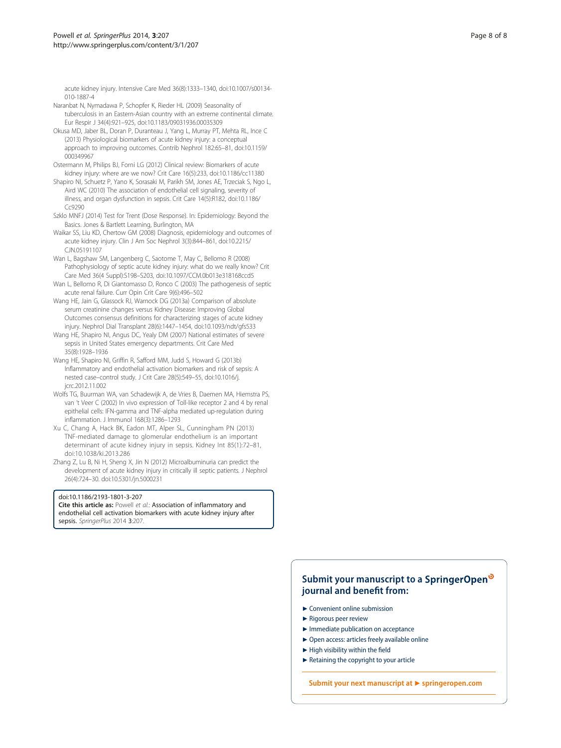acute kidney injury. Intensive Care Med 36(8):1333–1340, doi:10.1007/s00134-010-1887-4

Naranbat N, Nymadawa P, Schopfer K, Rieder HL (2009) Seasonality of tuberculosis in an Eastern-Asian country with an extreme continental climate. Eur Respir J 34(4):921–925, doi:10.1183/09031936.00035309

Okusa MD, Jaber BL, Doran P, Duranteau J, Yang L, Murray PT, Mehta RL, Ince C (2013) Physiological biomarkers of acute kidney injury: a conceptual approach to improving outcomes. Contrib Nephrol 182:65–81, doi:10.1159/000349967

Ostermann M, Philips BJ, Forni LG (2012) Clinical review: Biomarkers of acute kidney injury: where are we now? Crit Care 16(5):233, doi:10.1186/cc11380

Shapiro NI, Schuetz P, Yano K, Sorasaki M, Parikh SM, Jones AE, Trzeciak S, Ngo L, Aird WC (2010) The association of endothelial cell signaling, severity of illness, and organ dysfunction in sepsis. Crit Care 14(5):R182, doi:10.1186/Cc9290

Szklo MNFJ (2014) Test for Trent (Dose Response). In: Epidemiology: Beyond the Basics. Jones & Bartlett Learning, Burlington, MA

Waikar SS, Liu KD, Chertow GM (2008) Diagnosis, epidemiology and outcomes of acute kidney injury. Clin J Am Soc Nephrol 3(3):844–861, doi:10.2215/CJN.05191107

Wan L, Bagshaw SM, Langenberg C, Saotome T, May C, Bellomo R (2008) Pathophysiology of septic acute kidney injury: what do we really know? Crit Care Med 36(4 Suppl):S198–S203, doi:10.1097/CCM.0b013e318168ccd5

Wan L, Bellomo R, Di Giantomasso D, Ronco C (2003) The pathogenesis of septic acute renal failure. Curr Opin Crit Care 9(6):496–502

Wang HE, Jain G, Glassock RJ, Warnock DG (2013a) Comparison of absolute serum creatinine changes versus Kidney Disease: Improving Global Outcomes consensus definitions for characterizing stages of acute kidney injury. Nephrol Dial Transplant 28(6):1447–1454, doi:10.1093/ndt/gfs533

Wang HE, Shapiro NI, Angus DC, Yealy DM (2007) National estimates of severe sepsis in United States emergency departments. Crit Care Med 35(8):1928–1936

Wang HE, Shapiro NI, Griffin R, Safford MM, Judd S, Howard G (2013b) Inflammatory and endothelial activation biomarkers and risk of sepsis: A nested case–control study. J Crit Care 28(5):549–55, doi:10.1016/j.jcrc.2012.11.002

Wolfs TG, Buurman WA, van Schadewijk A, de Vries B, Daemen MA, Hiemstra PS, van 't Veer C (2002) In vivo expression of Toll-like receptor 2 and 4 by renal epithelial cells: IFN-gamma and TNF-alpha mediated up-regulation during inflammation. J Immunol 168(3):1286–1293

Xu C, Chang A, Hack BK, Eadon MT, Alper SL, Cunningham PN (2013) TNF-mediated damage to glomerular endothelium is an important determinant of acute kidney injury in sepsis. Kidney Int 85(1):72–81, doi:10.1038/ki.2013.286

Zhang Z, Lu B, Ni H, Sheng X, Jin N (2012) Microalbuminuria can predict the development of acute kidney injury in critically ill septic patients. J Nephrol 26(4):724–30. doi:10.5301/jn.5000231

doi:10.1186/2193-1801-3-207

**Cite this article as:** Powell *et al.*: Association of inflammatory and endothelial cell activation biomarkers with acute kidney injury after sepsis. *SpringerPlus* 2014 **3**:207.

## Submit your manuscript to a SpringerOpen journal and benefit from:

- ► Convenient online submission
- ► Rigorous peer review
- ► Immediate publication on acceptance
- ► Open access: articles freely available online
- ► High visibility within the field
- ► Retaining the copyright to your article

**Submit your next manuscript at ► springeropen.com**